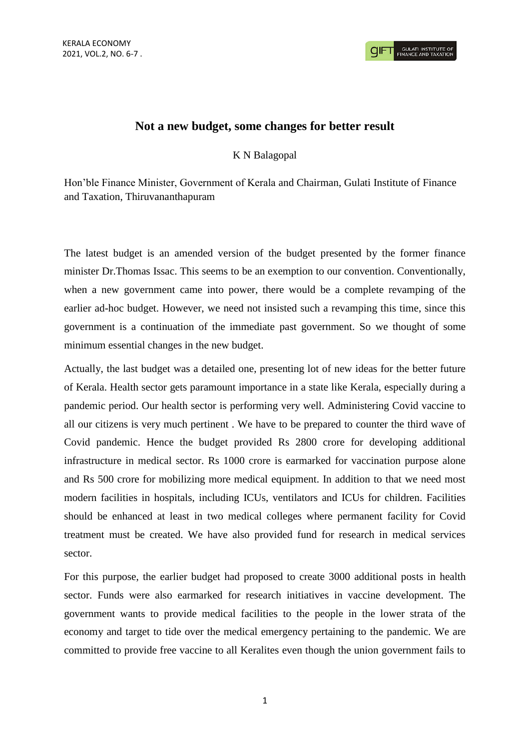# Not a new budget, some changes for better result

K N Balagopal

Hon'ble Finance Minister, Government of Kerala and Chairman, Gulati Institute of Finance and Taxation, Thiruvananthapuram

The latest budget is an amended version of the budget presented by the former finance minister Dr.Thomas Issac. This seems to be an exemption to our convention. Conventionally, when a new government came into power, there would be a complete revamping of the earlier ad-hoc budget. However, we need not insisted such a revamping this time, since this government is a continuation of the immediate past government. So we thought of some minimum essential changes in the new budget.

Actually, the last budget was a detailed one, presenting lot of new ideas for the better future of Kerala. Health sector gets paramount importance in a state like Kerala, especially during a pandemic period. Our health sector is performing very well. Administering Covid vaccine to all our citizens is very much pertinent . We have to be prepared to counter the third wave of Covid pandemic. Hence the budget provided Rs 2800 crore for developing additional infrastructure in medical sector. Rs 1000 crore is earmarked for vaccination purpose alone and Rs 500 crore for mobilizing more medical equipment. In addition to that we need most modern facilities in hospitals, including ICUs, ventilators and ICUs for children. Facilities should be enhanced at least in two medical colleges where permanent facility for Covid treatment must be created. We have also provided fund for research in medical services sector.

For this purpose, the earlier budget had proposed to create 3000 additional posts in health sector. Funds were also earmarked for research initiatives in vaccine development. The government wants to provide medical facilities to the people in the lower strata of the economy and target to tide over the medical emergency pertaining to the pandemic. We are committed to provide free vaccine to all Keralites even though the union government fails to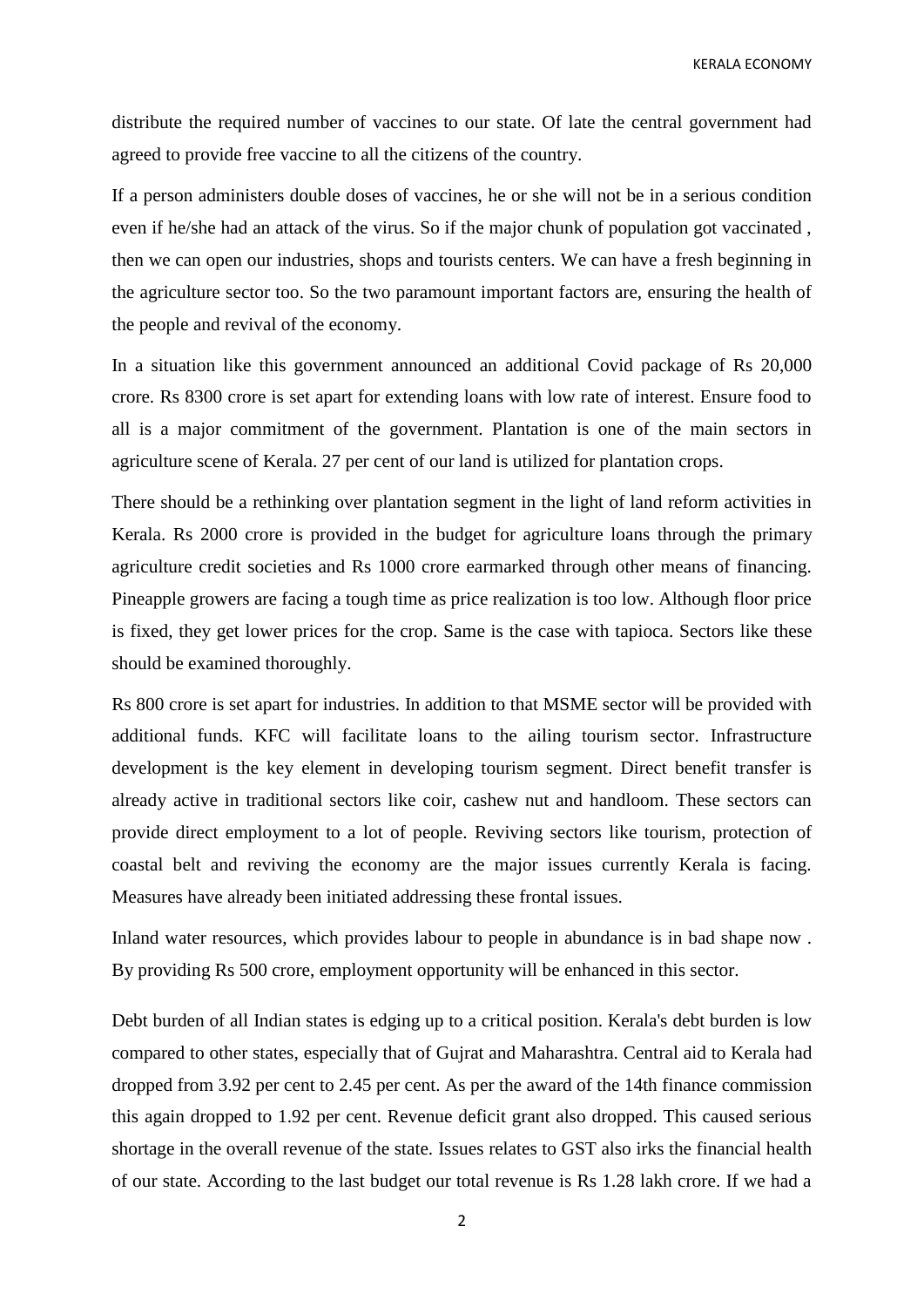distribute the required number of vaccines to our state. Of late the central government had agreed to provide free vaccine to all the citizens of the country.

If a person administers double doses of vaccines, he or she will not be in a serious condition even if he/she had an attack of the virus. So if the major chunk of population got vaccinated , then we can open our industries, shops and tourists centers. We can have a fresh beginning in the agriculture sector too. So the two paramount important factors are, ensuring the health of the people and revival of the economy.

In a situation like this government announced an additional Covid package of Rs 20,000 crore. Rs 8300 crore is set apart for extending loans with low rate of interest. Ensure food to all is a major commitment of the government. Plantation is one of the main sectors in agriculture scene of Kerala. 27 per cent of our land is utilized for plantation crops.

There should be a rethinking over plantation segment in the light of land reform activities in Kerala. Rs 2000 crore is provided in the budget for agriculture loans through the primary agriculture credit societies and Rs 1000 crore earmarked through other means of financing. Pineapple growers are facing a tough time as price realization is too low. Although floor price is fixed, they get lower prices for the crop. Same is the case with tapioca. Sectors like these should be examined thoroughly.

Rs 800 crore is set apart for industries. In addition to that MSME sector will be provided with additional funds. KFC will facilitate loans to the ailing tourism sector. Infrastructure development is the key element in developing tourism segment. Direct benefit transfer is already active in traditional sectors like coir, cashew nut and handloom. These sectors can provide direct employment to a lot of people. Reviving sectors like tourism, protection of coastal belt and reviving the economy are the major issues currently Kerala is facing. Measures have already been initiated addressing these frontal issues.

Inland water resources, which provides labour to people in abundance is in bad shape now . By providing Rs 500 crore, employment opportunity will be enhanced in this sector.

Debt burden of all Indian states is edging up to a critical position. Kerala's debt burden is low compared to other states, especially that of Gujrat and Maharashtra. Central aid to Kerala had dropped from 3.92 per cent to 2.45 per cent. As per the award of the 14th finance commission this again dropped to 1.92 per cent. Revenue deficit grant also dropped. This caused serious shortage in the overall revenue of the state. Issues relates to GST also irks the financial health of our state. According to the last budget our total revenue is Rs 1.28 lakh crore. If we had a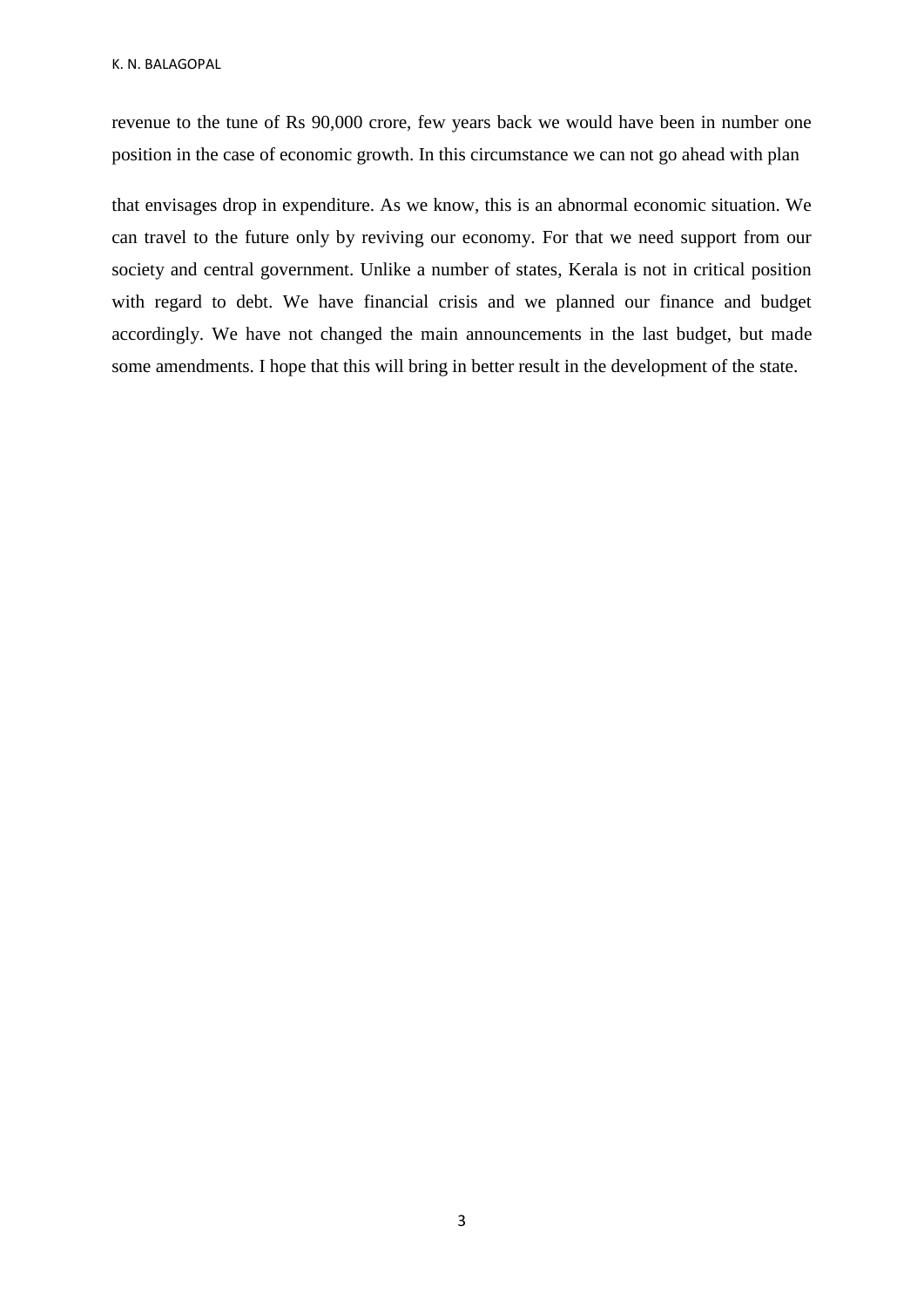revenue to the tune of Rs 90,000 crore, few years back we would have been in number one position in the case of economic growth. In this circumstance we can not go ahead with plan

that envisages drop in expenditure. As we know, this is an abnormal economic situation. We can travel to the future only by reviving our economy. For that we need support from our society and central government. Unlike a number of states, Kerala is not in critical position with regard to debt. We have financial crisis and we planned our finance and budget accordingly. We have not changed the main announcements in the last budget, but made some amendments. I hope that this will bring in better result in the development of the state.